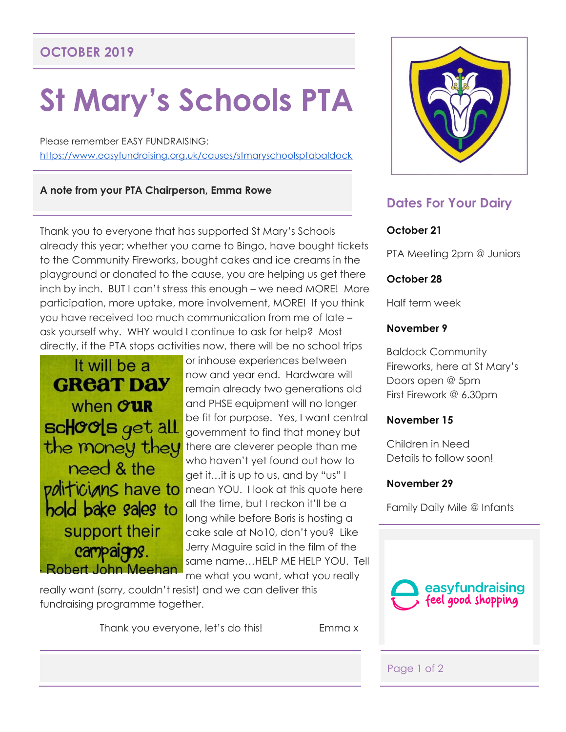OCTOBER 2019

# St Mary's Schools PTA

Please remember EASY FUNDRAISING:
https://www.easyfundraising.org.uk/causes/stmaryschoolsptabaldock

**A note from your PTA Chairperson, Emma Rowe**

Thank you to everyone that has supported St Mary's Schools already this year; whether you came to Bingo, have bought tickets to the Community Fireworks, bought cakes and ice creams in the playground or donated to the cause, you are helping us get there inch by inch. BUT I can't stress this enough – we need MORE! More participation, more uptake, more involvement, MORE! If you think you have received too much communication from me of late – ask yourself why. WHY would I continue to ask for help? Most directly, if the PTA stops activities now, there will be no school trips or inhouse experiences between now and year end. Hardware will remain already two generations old and PHSE equipment will no longer be fit for purpose. Yes, I want central government to find that money but there are cleverer people than me who haven't yet found out how to get it…it is up to us, and by "us" I mean YOU. I look at this quote here all the time, but I reckon it'll be a long while before Boris is hosting a cake sale at No10, don't you? Like Jerry Maguire said in the film of the same name…HELP ME HELP YOU. Tell me what you want, what you really really want (sorry, couldn't resist) and we can deliver this fundraising programme together.

> It will be a GREAT DAY when our schools get all the money they need & the politicians have to hold bake sales to support their campaigns.
> - Robert John Meehan

Thank you everyone, let's do this! Emma x

## Dates For Your Dairy

**October 21**

PTA Meeting 2pm @ Juniors

**October 28**

Half term week

**November 9**

Baldock Community Fireworks, here at St Mary's
Doors open @ 5pm
First Firework @ 6.30pm

**November 15**

Children in Need
Details to follow soon!

**November 29**

Family Daily Mile @ Infants

easyfundraising
feel good shopping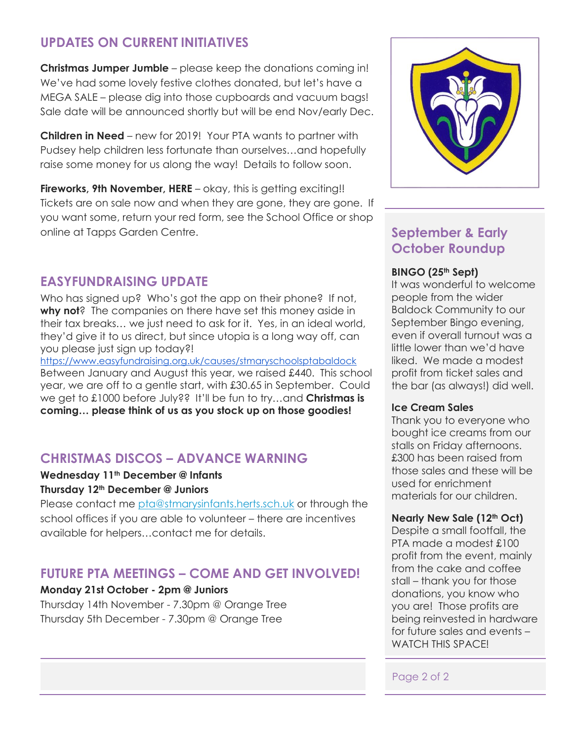## UPDATES ON CURRENT INITIATIVES

**Christmas Jumper Jumble** – please keep the donations coming in! We've had some lovely festive clothes donated, but let's have a MEGA SALE – please dig into those cupboards and vacuum bags! Sale date will be announced shortly but will be end Nov/early Dec.

**Children in Need** – new for 2019! Your PTA wants to partner with Pudsey help children less fortunate than ourselves…and hopefully raise some money for us along the way! Details to follow soon.

**Fireworks, 9th November, HERE** – okay, this is getting exciting!! Tickets are on sale now and when they are gone, they are gone. If you want some, return your red form, see the School Office or shop online at Tapps Garden Centre.

## EASYFUNDRAISING UPDATE

Who has signed up? Who's got the app on their phone? If not, **why not**? The companies on there have set this money aside in their tax breaks… we just need to ask for it. Yes, in an ideal world, they'd give it to us direct, but since utopia is a long way off, can you please just sign up today?!

https://www.easyfundraising.org.uk/causes/stmaryschoolsptabaldock

Between January and August this year, we raised £440. This school year, we are off to a gentle start, with £30.65 in September. Could we get to £1000 before July?? It'll be fun to try…and **Christmas is coming… please think of us as you stock up on those goodies!**

## CHRISTMAS DISCOS – ADVANCE WARNING

**Wednesday 11th December @ Infants**
**Thursday 12th December @ Juniors**

Please contact me pta@stmarysinfants.herts.sch.uk or through the school offices if you are able to volunteer – there are incentives available for helpers…contact me for details.

## FUTURE PTA MEETINGS – COME AND GET INVOLVED!

**Monday 21st October - 2pm @ Juniors**
Thursday 14th November - 7.30pm @ Orange Tree
Thursday 5th December - 7.30pm @ Orange Tree

## September & Early October Roundup

**BINGO (25th Sept)**
It was wonderful to welcome people from the wider Baldock Community to our September Bingo evening, even if overall turnout was a little lower than we'd have liked. We made a modest profit from ticket sales and the bar (as always!) did well.

**Ice Cream Sales**
Thank you to everyone who bought ice creams from our stalls on Friday afternoons. £300 has been raised from those sales and these will be used for enrichment materials for our children.

**Nearly New Sale (12th Oct)**
Despite a small footfall, the PTA made a modest £100 profit from the event, mainly from the cake and coffee stall – thank you for those donations, you know who you are! Those profits are being reinvested in hardware for future sales and events – WATCH THIS SPACE!